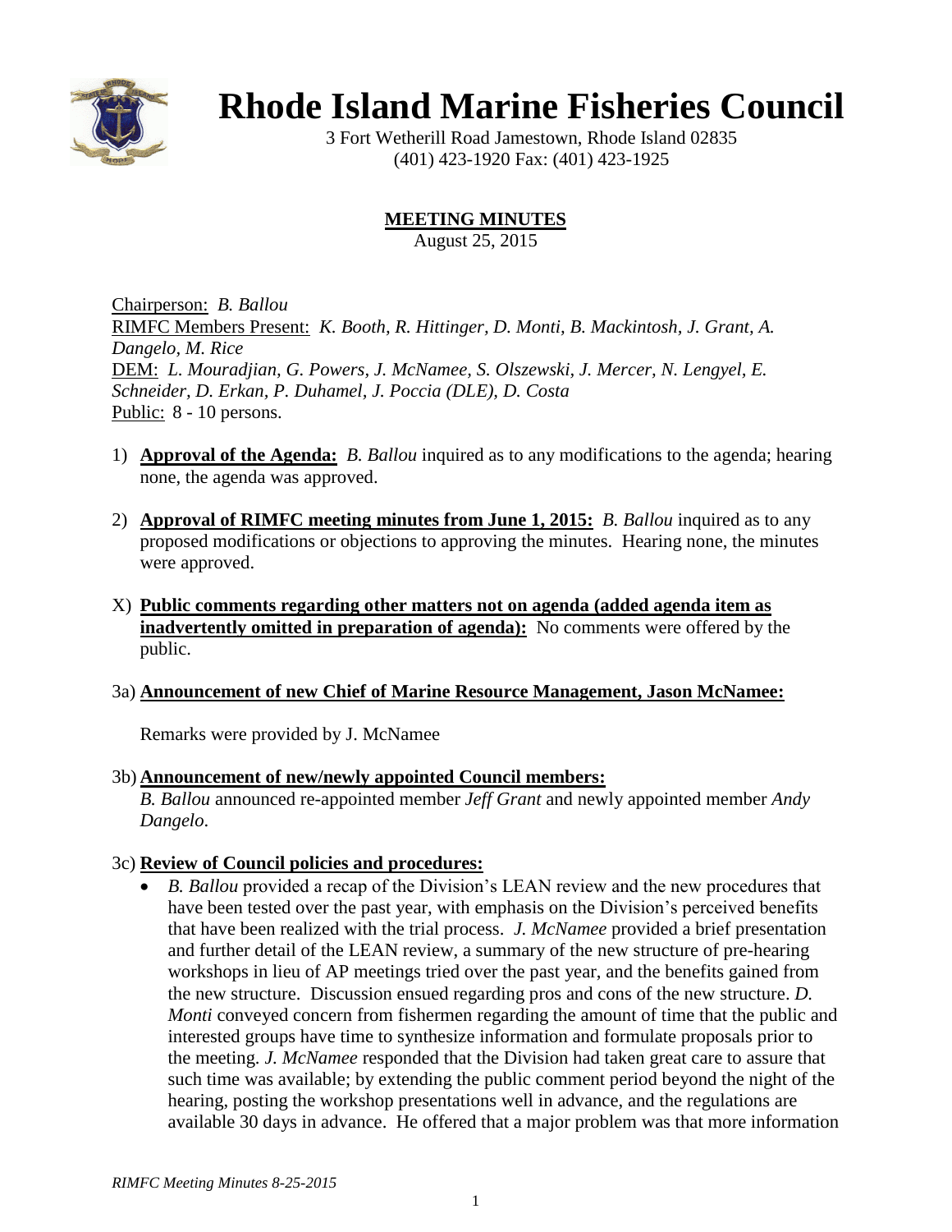# Rhode Island Marine Fisheries Council

3 Fort Wetherill Road Jamestown, Rhode Island 02835
(401) 423-1920 Fax: (401) 423-1925

## MEETING MINUTES

August 25, 2015

Chairperson: *B. Ballou*
RIMFC Members Present: *K. Booth, R. Hittinger, D. Monti, B. Mackintosh, J. Grant, A. Dangelo, M. Rice*
DEM: *L. Mouradjian, G. Powers, J. McNamee, S. Olszewski, J. Mercer, N. Lengyel, E. Schneider, D. Erkan, P. Duhamel, J. Poccia (DLE), D. Costa*
Public: 8 - 10 persons.

1) **Approval of the Agenda:** *B. Ballou* inquired as to any modifications to the agenda; hearing none, the agenda was approved.

2) **Approval of RIMFC meeting minutes from June 1, 2015:** *B. Ballou* inquired as to any proposed modifications or objections to approving the minutes. Hearing none, the minutes were approved.

X) **Public comments regarding other matters not on agenda (added agenda item as inadvertently omitted in preparation of agenda):** No comments were offered by the public.

3a) **Announcement of new Chief of Marine Resource Management, Jason McNamee:**

Remarks were provided by J. McNamee

3b) **Announcement of new/newly appointed Council members:**
*B. Ballou* announced re-appointed member *Jeff Grant* and newly appointed member *Andy Dangelo*.

3c) **Review of Council policies and procedures:**

- *B. Ballou* provided a recap of the Division's LEAN review and the new procedures that have been tested over the past year, with emphasis on the Division's perceived benefits that have been realized with the trial process. *J. McNamee* provided a brief presentation and further detail of the LEAN review, a summary of the new structure of pre-hearing workshops in lieu of AP meetings tried over the past year, and the benefits gained from the new structure. Discussion ensued regarding pros and cons of the new structure. *D. Monti* conveyed concern from fishermen regarding the amount of time that the public and interested groups have time to synthesize information and formulate proposals prior to the meeting. *J. McNamee* responded that the Division had taken great care to assure that such time was available; by extending the public comment period beyond the night of the hearing, posting the workshop presentations well in advance, and the regulations are available 30 days in advance. He offered that a major problem was that more information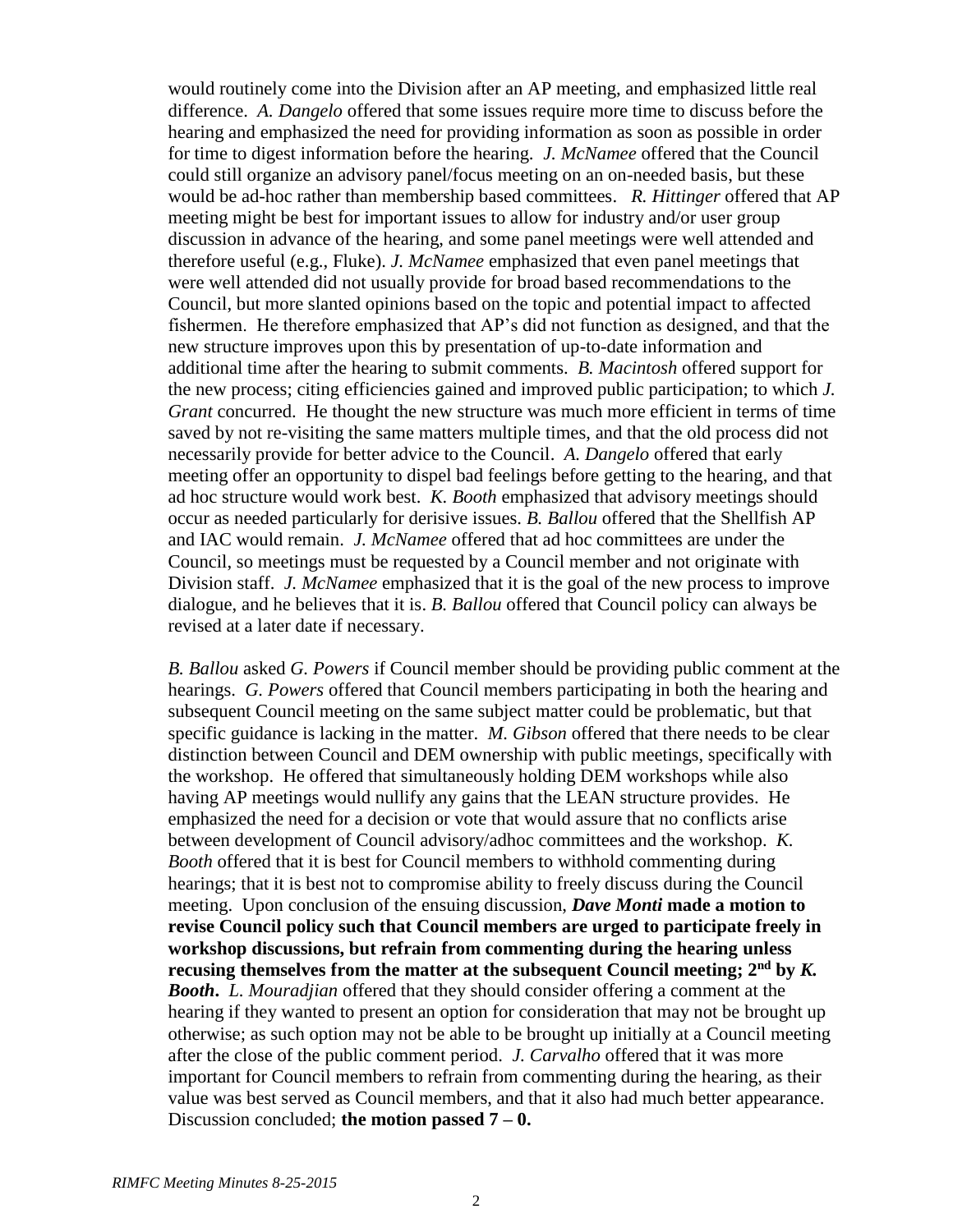would routinely come into the Division after an AP meeting, and emphasized little real difference. *A. Dangelo* offered that some issues require more time to discuss before the hearing and emphasized the need for providing information as soon as possible in order for time to digest information before the hearing. *J. McNamee* offered that the Council could still organize an advisory panel/focus meeting on an on-needed basis, but these would be ad-hoc rather than membership based committees. *R. Hittinger* offered that AP meeting might be best for important issues to allow for industry and/or user group discussion in advance of the hearing, and some panel meetings were well attended and therefore useful (e.g., Fluke). *J. McNamee* emphasized that even panel meetings that were well attended did not usually provide for broad based recommendations to the Council, but more slanted opinions based on the topic and potential impact to affected fishermen. He therefore emphasized that AP's did not function as designed, and that the new structure improves upon this by presentation of up-to-date information and additional time after the hearing to submit comments. *B. Macintosh* offered support for the new process; citing efficiencies gained and improved public participation; to which *J. Grant* concurred. He thought the new structure was much more efficient in terms of time saved by not re-visiting the same matters multiple times, and that the old process did not necessarily provide for better advice to the Council. *A. Dangelo* offered that early meeting offer an opportunity to dispel bad feelings before getting to the hearing, and that ad hoc structure would work best. *K. Booth* emphasized that advisory meetings should occur as needed particularly for derisive issues. *B. Ballou* offered that the Shellfish AP and IAC would remain. *J. McNamee* offered that ad hoc committees are under the Council, so meetings must be requested by a Council member and not originate with Division staff. *J. McNamee* emphasized that it is the goal of the new process to improve dialogue, and he believes that it is. *B. Ballou* offered that Council policy can always be revised at a later date if necessary.

*B. Ballou* asked *G. Powers* if Council member should be providing public comment at the hearings. *G. Powers* offered that Council members participating in both the hearing and subsequent Council meeting on the same subject matter could be problematic, but that specific guidance is lacking in the matter. *M. Gibson* offered that there needs to be clear distinction between Council and DEM ownership with public meetings, specifically with the workshop. He offered that simultaneously holding DEM workshops while also having AP meetings would nullify any gains that the LEAN structure provides. He emphasized the need for a decision or vote that would assure that no conflicts arise between development of Council advisory/adhoc committees and the workshop. *K. Booth* offered that it is best for Council members to withhold commenting during hearings; that it is best not to compromise ability to freely discuss during the Council meeting. Upon conclusion of the ensuing discussion, ***Dave Monti*** **made a motion to revise Council policy such that Council members are urged to participate freely in workshop discussions, but refrain from commenting during the hearing unless recusing themselves from the matter at the subsequent Council meeting; 2nd by *K. Booth*.** *L. Mouradjian* offered that they should consider offering a comment at the hearing if they wanted to present an option for consideration that may not be brought up otherwise; as such option may not be able to be brought up initially at a Council meeting after the close of the public comment period. *J. Carvalho* offered that it was more important for Council members to refrain from commenting during the hearing, as their value was best served as Council members, and that it also had much better appearance. Discussion concluded; **the motion passed 7 – 0.**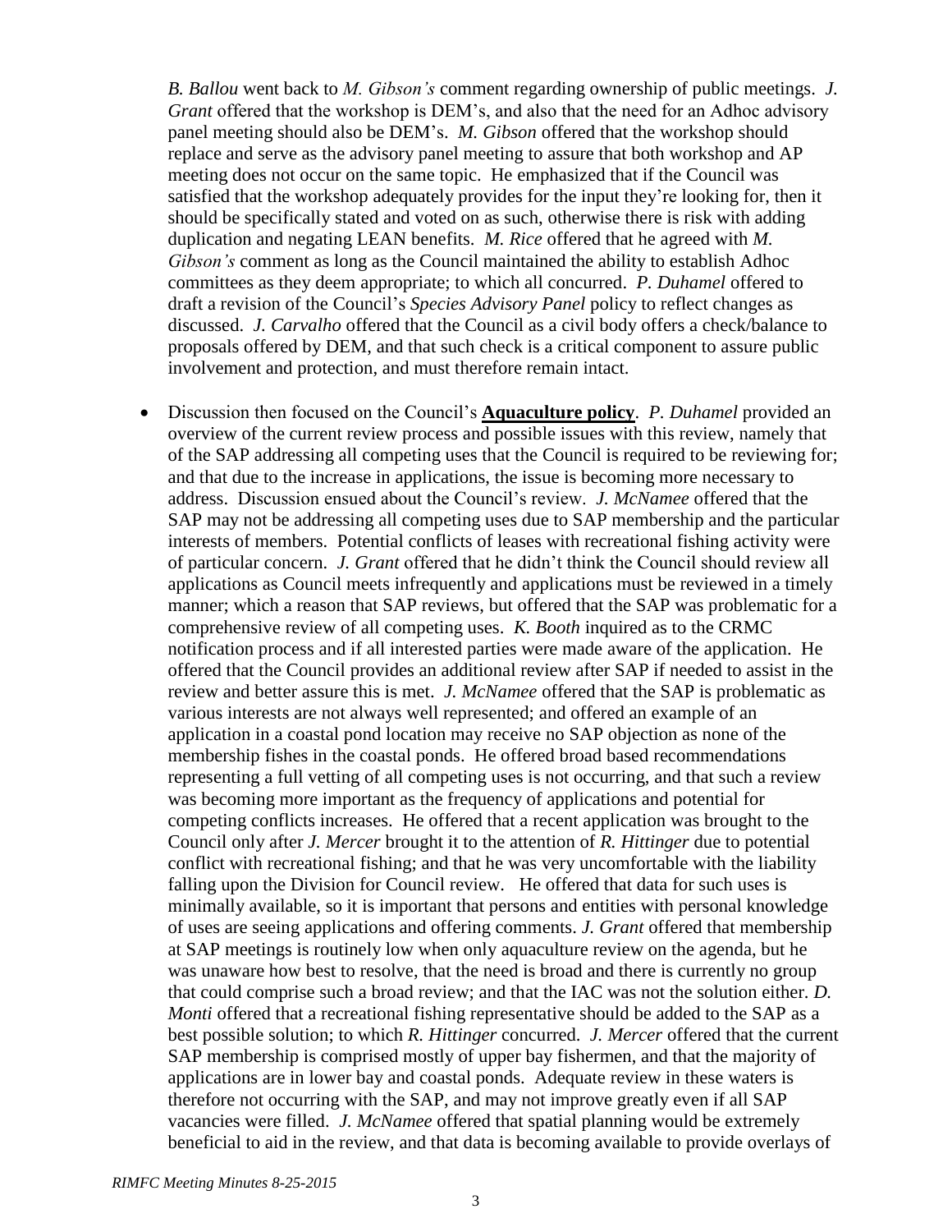*B. Ballou* went back to *M. Gibson's* comment regarding ownership of public meetings. *J. Grant* offered that the workshop is DEM's, and also that the need for an Adhoc advisory panel meeting should also be DEM's. *M. Gibson* offered that the workshop should replace and serve as the advisory panel meeting to assure that both workshop and AP meeting does not occur on the same topic. He emphasized that if the Council was satisfied that the workshop adequately provides for the input they're looking for, then it should be specifically stated and voted on as such, otherwise there is risk with adding duplication and negating LEAN benefits. *M. Rice* offered that he agreed with *M. Gibson's* comment as long as the Council maintained the ability to establish Adhoc committees as they deem appropriate; to which all concurred. *P. Duhamel* offered to draft a revision of the Council's *Species Advisory Panel* policy to reflect changes as discussed. *J. Carvalho* offered that the Council as a civil body offers a check/balance to proposals offered by DEM, and that such check is a critical component to assure public involvement and protection, and must therefore remain intact.

- Discussion then focused on the Council's **Aquaculture policy**. *P. Duhamel* provided an overview of the current review process and possible issues with this review, namely that of the SAP addressing all competing uses that the Council is required to be reviewing for; and that due to the increase in applications, the issue is becoming more necessary to address. Discussion ensued about the Council's review. *J. McNamee* offered that the SAP may not be addressing all competing uses due to SAP membership and the particular interests of members. Potential conflicts of leases with recreational fishing activity were of particular concern. *J. Grant* offered that he didn't think the Council should review all applications as Council meets infrequently and applications must be reviewed in a timely manner; which a reason that SAP reviews, but offered that the SAP was problematic for a comprehensive review of all competing uses. *K. Booth* inquired as to the CRMC notification process and if all interested parties were made aware of the application. He offered that the Council provides an additional review after SAP if needed to assist in the review and better assure this is met. *J. McNamee* offered that the SAP is problematic as various interests are not always well represented; and offered an example of an application in a coastal pond location may receive no SAP objection as none of the membership fishes in the coastal ponds. He offered broad based recommendations representing a full vetting of all competing uses is not occurring, and that such a review was becoming more important as the frequency of applications and potential for competing conflicts increases. He offered that a recent application was brought to the Council only after *J. Mercer* brought it to the attention of *R. Hittinger* due to potential conflict with recreational fishing; and that he was very uncomfortable with the liability falling upon the Division for Council review. He offered that data for such uses is minimally available, so it is important that persons and entities with personal knowledge of uses are seeing applications and offering comments. *J. Grant* offered that membership at SAP meetings is routinely low when only aquaculture review on the agenda, but he was unaware how best to resolve, that the need is broad and there is currently no group that could comprise such a broad review; and that the IAC was not the solution either. *D. Monti* offered that a recreational fishing representative should be added to the SAP as a best possible solution; to which *R. Hittinger* concurred. *J. Mercer* offered that the current SAP membership is comprised mostly of upper bay fishermen, and that the majority of applications are in lower bay and coastal ponds. Adequate review in these waters is therefore not occurring with the SAP, and may not improve greatly even if all SAP vacancies were filled. *J. McNamee* offered that spatial planning would be extremely beneficial to aid in the review, and that data is becoming available to provide overlays of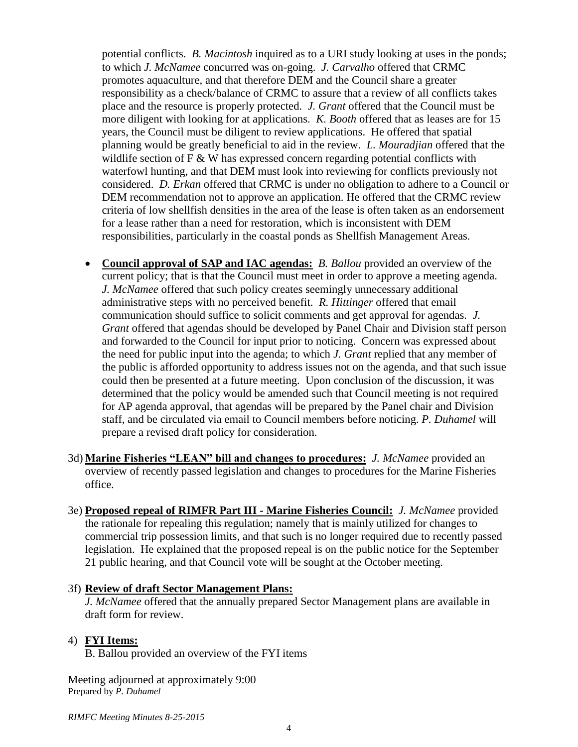potential conflicts. *B. Macintosh* inquired as to a URI study looking at uses in the ponds; to which *J. McNamee* concurred was on-going. *J. Carvalho* offered that CRMC promotes aquaculture, and that therefore DEM and the Council share a greater responsibility as a check/balance of CRMC to assure that a review of all conflicts takes place and the resource is properly protected. *J. Grant* offered that the Council must be more diligent with looking for at applications. *K. Booth* offered that as leases are for 15 years, the Council must be diligent to review applications. He offered that spatial planning would be greatly beneficial to aid in the review. *L. Mouradjian* offered that the wildlife section of F & W has expressed concern regarding potential conflicts with waterfowl hunting, and that DEM must look into reviewing for conflicts previously not considered. *D. Erkan* offered that CRMC is under no obligation to adhere to a Council or DEM recommendation not to approve an application. He offered that the CRMC review criteria of low shellfish densities in the area of the lease is often taken as an endorsement for a lease rather than a need for restoration, which is inconsistent with DEM responsibilities, particularly in the coastal ponds as Shellfish Management Areas.

- **<u>Council approval of SAP and IAC agendas:</u>** *B. Ballou* provided an overview of the current policy; that is that the Council must meet in order to approve a meeting agenda. *J. McNamee* offered that such policy creates seemingly unnecessary additional administrative steps with no perceived benefit. *R. Hittinger* offered that email communication should suffice to solicit comments and get approval for agendas. *J. Grant* offered that agendas should be developed by Panel Chair and Division staff person and forwarded to the Council for input prior to noticing. Concern was expressed about the need for public input into the agenda; to which *J. Grant* replied that any member of the public is afforded opportunity to address issues not on the agenda, and that such issue could then be presented at a future meeting. Upon conclusion of the discussion, it was determined that the policy would be amended such that Council meeting is not required for AP agenda approval, that agendas will be prepared by the Panel chair and Division staff, and be circulated via email to Council members before noticing. *P. Duhamel* will prepare a revised draft policy for consideration.

3d) **<u>Marine Fisheries "LEAN" bill and changes to procedures:</u>** *J. McNamee* provided an overview of recently passed legislation and changes to procedures for the Marine Fisheries office.

3e) **<u>Proposed repeal of RIMFR Part III - Marine Fisheries Council:</u>** *J. McNamee* provided the rationale for repealing this regulation; namely that is mainly utilized for changes to commercial trip possession limits, and that such is no longer required due to recently passed legislation. He explained that the proposed repeal is on the public notice for the September 21 public hearing, and that Council vote will be sought at the October meeting.

3f) **<u>Review of draft Sector Management Plans:</u>**
*J. McNamee* offered that the annually prepared Sector Management plans are available in draft form for review.

4) **<u>FYI Items:</u>**
B. Ballou provided an overview of the FYI items

Meeting adjourned at approximately 9:00
Prepared by *P. Duhamel*